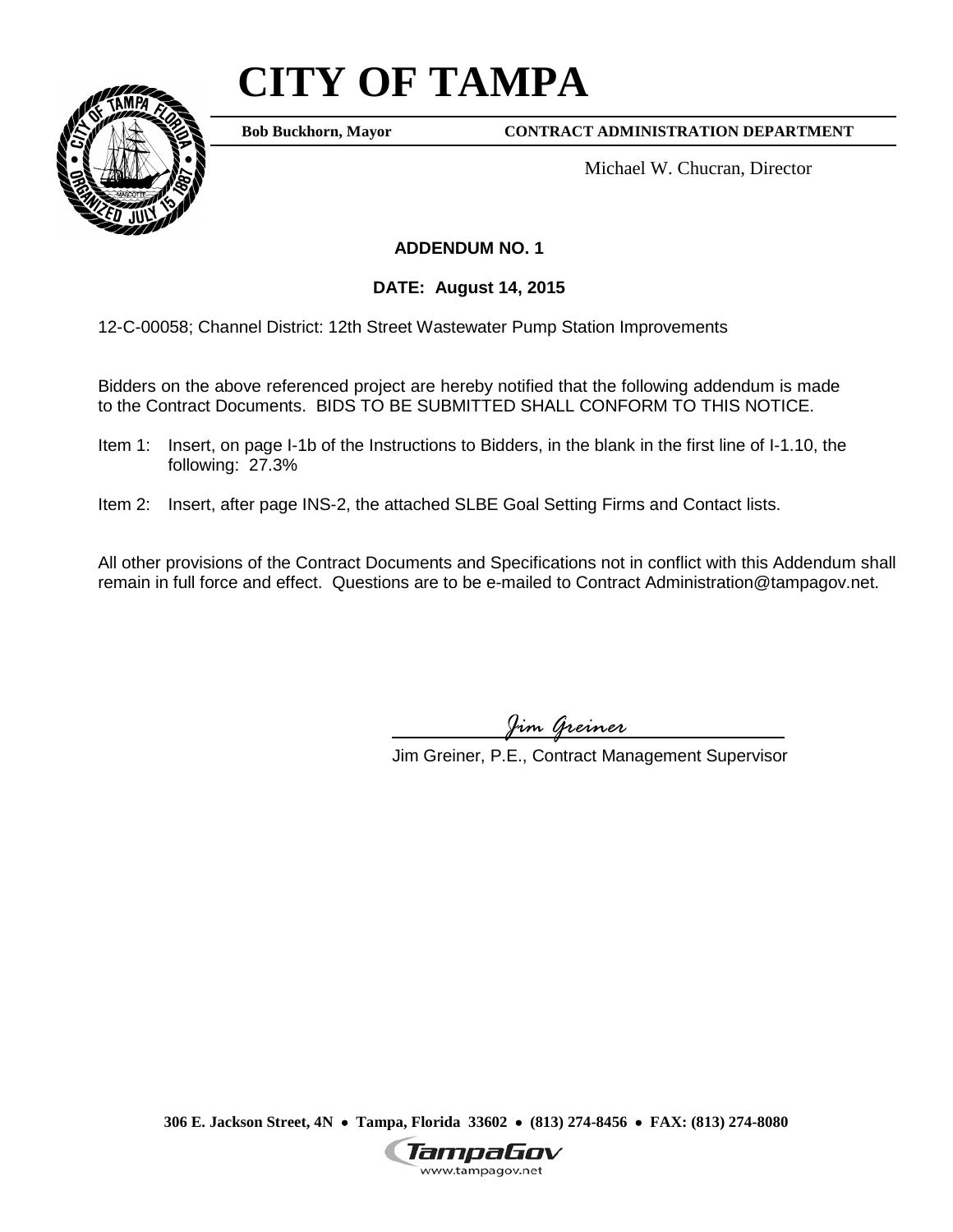# CITY OF TAMPA

**Bob Buckhorn, Mayor** **CONTRACT ADMINISTRATION DEPARTMENT**

Michael W. Chucran, Director

**ADDENDUM NO. 1**

**DATE: August 14, 2015**

12-C-00058; Channel District: 12th Street Wastewater Pump Station Improvements

Bidders on the above referenced project are hereby notified that the following addendum is made to the Contract Documents. BIDS TO BE SUBMITTED SHALL CONFORM TO THIS NOTICE.

Item 1: Insert, on page I-1b of the Instructions to Bidders, in the blank in the first line of I-1.10, the following: 27.3%

Item 2: Insert, after page INS-2, the attached SLBE Goal Setting Firms and Contact lists.

All other provisions of the Contract Documents and Specifications not in conflict with this Addendum shall remain in full force and effect. Questions are to be e-mailed to Contract Administration@tampagov.net.

*Jim Greiner*

Jim Greiner, P.E., Contract Management Supervisor

**306 E. Jackson Street, 4N • Tampa, Florida 33602 • (813) 274-8456 • FAX: (813) 274-8080**

TampaGov
www.tampagov.net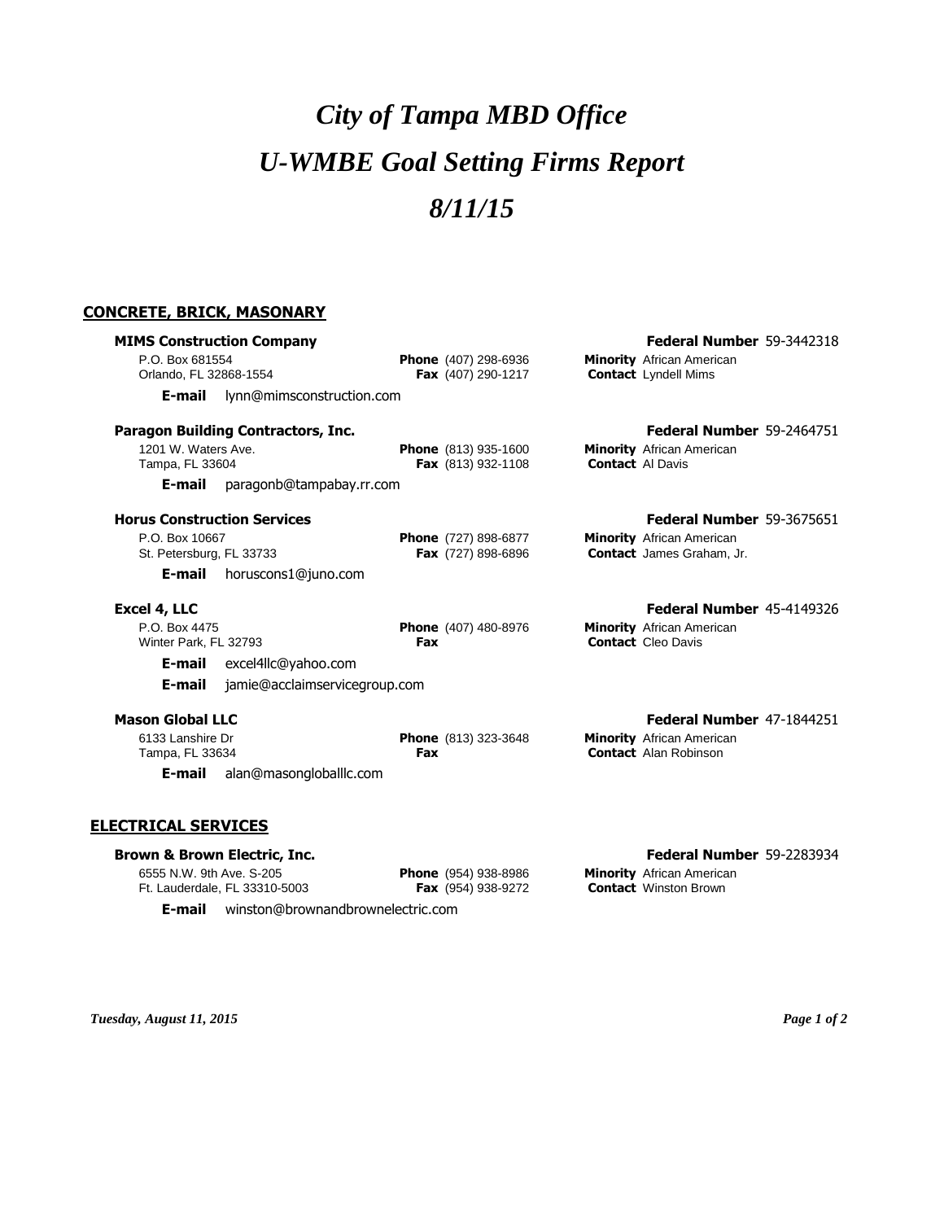# *City of Tampa MBD Office*

# *U-WMBE Goal Setting Firms Report*

# *8/11/15*

## CONCRETE, BRICK, MASONARY

**MIMS Construction Company** — **Federal Number** 59-3442318

P.O. Box 681554
Orlando, FL 32868-1554

**Phone** (407) 298-6936
**Fax** (407) 290-1217

**Minority** African American
**Contact** Lyndell Mims

**E-mail** lynn@mimsconstruction.com

**Paragon Building Contractors, Inc.** — **Federal Number** 59-2464751

1201 W. Waters Ave.
Tampa, FL 33604

**Phone** (813) 935-1600
**Fax** (813) 932-1108

**Minority** African American
**Contact** Al Davis

**E-mail** paragonb@tampabay.rr.com

**Horus Construction Services** — **Federal Number** 59-3675651

P.O. Box 10667
St. Petersburg, FL 33733

**Phone** (727) 898-6877
**Fax** (727) 898-6896

**Minority** African American
**Contact** James Graham, Jr.

**E-mail** horuscons1@juno.com

**Excel 4, LLC** — **Federal Number** 45-4149326

P.O. Box 4475
Winter Park, FL 32793

**Phone** (407) 480-8976
**Fax**

**Minority** African American
**Contact** Cleo Davis

**E-mail** excel4llc@yahoo.com
**E-mail** jamie@acclaimservicegroup.com

**Mason Global LLC** — **Federal Number** 47-1844251

6133 Lanshire Dr
Tampa, FL 33634

**Phone** (813) 323-3648
**Fax**

**Minority** African American
**Contact** Alan Robinson

**E-mail** alan@masongloballlc.com

## ELECTRICAL SERVICES

**Brown & Brown Electric, Inc.** — **Federal Number** 59-2283934

6555 N.W. 9th Ave. S-205
Ft. Lauderdale, FL 33310-5003

**Phone** (954) 938-8986
**Fax** (954) 938-9272

**Minority** African American
**Contact** Winston Brown

**E-mail** winston@brownandbrownelectric.com

*Tuesday, August 11, 2015*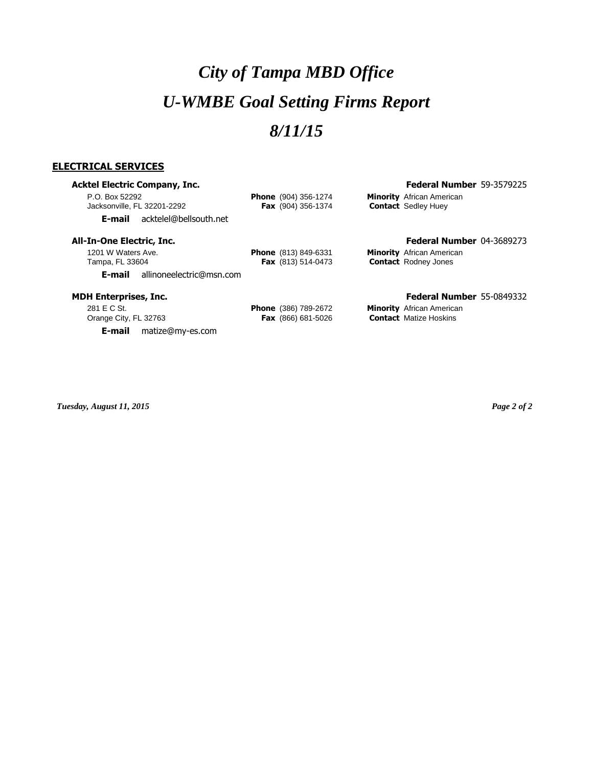// Actual page content

# *City of Tampa MBD Office*

# *U-WMBE Goal Setting Firms Report*

# *8/11/15*

## ELECTRICAL SERVICES

**Acktel Electric Company, Inc.** **Federal Number** 59-3579225

P.O. Box 52292
Jacksonville, FL 32201-2292

**Phone** (904) 356-1274
**Fax** (904) 356-1374

**Minority** African American
**Contact** Sedley Huey

**E-mail** acktelel@bellsouth.net

**All-In-One Electric, Inc.** **Federal Number** 04-3689273

1201 W Waters Ave.
Tampa, FL 33604

**Phone** (813) 849-6331
**Fax** (813) 514-0473

**Minority** African American
**Contact** Rodney Jones

**E-mail** allinoneelectric@msn.com

**MDH Enterprises, Inc.** **Federal Number** 55-0849332

281 E C St.
Orange City, FL 32763

**Phone** (386) 789-2672
**Fax** (866) 681-5026

**Minority** African American
**Contact** Matize Hoskins

**E-mail** matize@my-es.com

*Tuesday, August 11, 2015*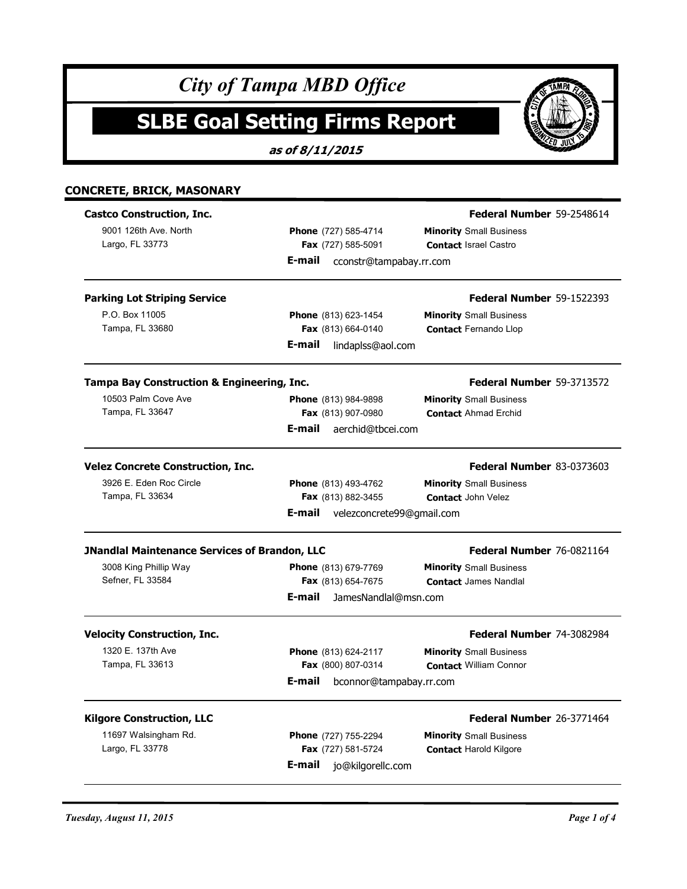# City of Tampa MBD Office

# SLBE Goal Setting Firms Report

***as of 8/11/2015***

## CONCRETE, BRICK, MASONARY

### Castco Construction, Inc.

**Federal Number** 59-2548614

9001 126th Ave. North
Largo, FL 33773

**Phone** (727) 585-4714
**Fax** (727) 585-5091
**E-mail** cconstr@tampabay.rr.com

**Minority** Small Business
**Contact** Israel Castro

---

### Parking Lot Striping Service

**Federal Number** 59-1522393

P.O. Box 11005
Tampa, FL 33680

**Phone** (813) 623-1454
**Fax** (813) 664-0140
**E-mail** lindaplss@aol.com

**Minority** Small Business
**Contact** Fernando Llop

---

### Tampa Bay Construction & Engineering, Inc.

**Federal Number** 59-3713572

10503 Palm Cove Ave
Tampa, FL 33647

**Phone** (813) 984-9898
**Fax** (813) 907-0980
**E-mail** aerchid@tbcei.com

**Minority** Small Business
**Contact** Ahmad Erchid

---

### Velez Concrete Construction, Inc.

**Federal Number** 83-0373603

3926 E. Eden Roc Circle
Tampa, FL 33634

**Phone** (813) 493-4762
**Fax** (813) 882-3455
**E-mail** velezconcrete99@gmail.com

**Minority** Small Business
**Contact** John Velez

---

### JNandlal Maintenance Services of Brandon, LLC

**Federal Number** 76-0821164

3008 King Phillip Way
Sefner, FL 33584

**Phone** (813) 679-7769
**Fax** (813) 654-7675
**E-mail** JamesNandlal@msn.com

**Minority** Small Business
**Contact** James Nandlal

---

### Velocity Construction, Inc.

**Federal Number** 74-3082984

1320 E. 137th Ave
Tampa, FL 33613

**Phone** (813) 624-2117
**Fax** (800) 807-0314
**E-mail** bconnor@tampabay.rr.com

**Minority** Small Business
**Contact** William Connor

---

### Kilgore Construction, LLC

**Federal Number** 26-3771464

11697 Walsingham Rd.
Largo, FL 33778

**Phone** (727) 755-2294
**Fax** (727) 581-5724
**E-mail** jo@kilgorellc.com

**Minority** Small Business
**Contact** Harold Kilgore

---

*Tuesday, August 11, 2015*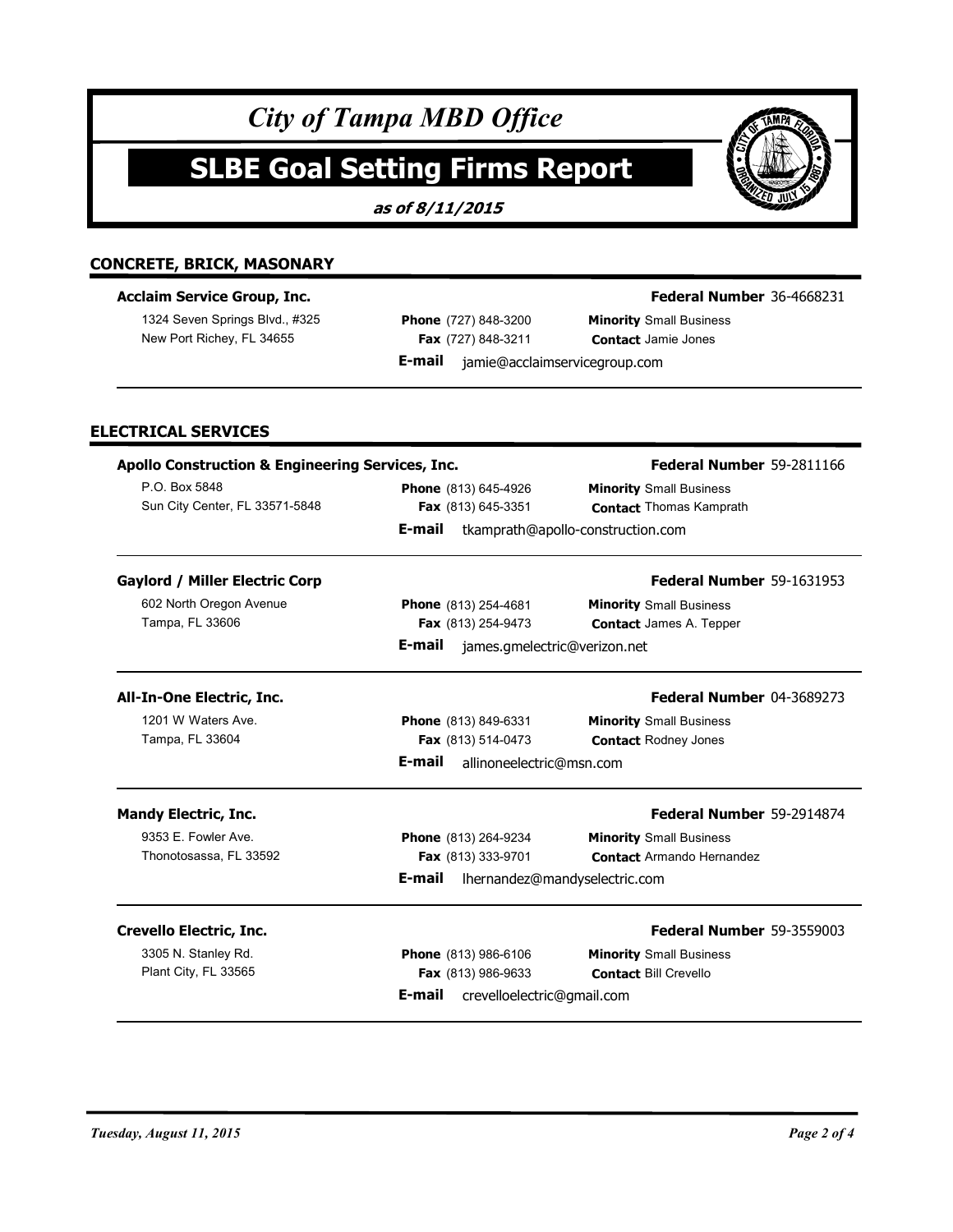# City of Tampa MBD Office

# SLBE Goal Setting Firms Report

***as of 8/11/2015***

## CONCRETE, BRICK, MASONARY

### Acclaim Service Group, Inc.

**Federal Number** 36-4668231

1324 Seven Springs Blvd., #325
New Port Richey, FL 34655

**Phone** (727) 848-3200
**Fax** (727) 848-3211

**Minority** Small Business
**Contact** Jamie Jones

**E-mail** jamie@acclaimservicegroup.com

## ELECTRICAL SERVICES

### Apollo Construction & Engineering Services, Inc.

**Federal Number** 59-2811166

P.O. Box 5848
Sun City Center, FL 33571-5848

**Phone** (813) 645-4926
**Fax** (813) 645-3351

**Minority** Small Business
**Contact** Thomas Kamprath

**E-mail** tkamprath@apollo-construction.com

### Gaylord / Miller Electric Corp

**Federal Number** 59-1631953

602 North Oregon Avenue
Tampa, FL 33606

**Phone** (813) 254-4681
**Fax** (813) 254-9473

**Minority** Small Business
**Contact** James A. Tepper

**E-mail** james.gmelectric@verizon.net

### All-In-One Electric, Inc.

**Federal Number** 04-3689273

1201 W Waters Ave.
Tampa, FL 33604

**Phone** (813) 849-6331
**Fax** (813) 514-0473

**Minority** Small Business
**Contact** Rodney Jones

**E-mail** allinoneelectric@msn.com

### Mandy Electric, Inc.

**Federal Number** 59-2914874

9353 E. Fowler Ave.
Thonotosassa, FL 33592

**Phone** (813) 264-9234
**Fax** (813) 333-9701

**Minority** Small Business
**Contact** Armando Hernandez

**E-mail** lhernandez@mandyselectric.com

### Crevello Electric, Inc.

**Federal Number** 59-3559003

3305 N. Stanley Rd.
Plant City, FL 33565

**Phone** (813) 986-6106
**Fax** (813) 986-9633

**Minority** Small Business
**Contact** Bill Crevello

**E-mail** crevelloelectric@gmail.com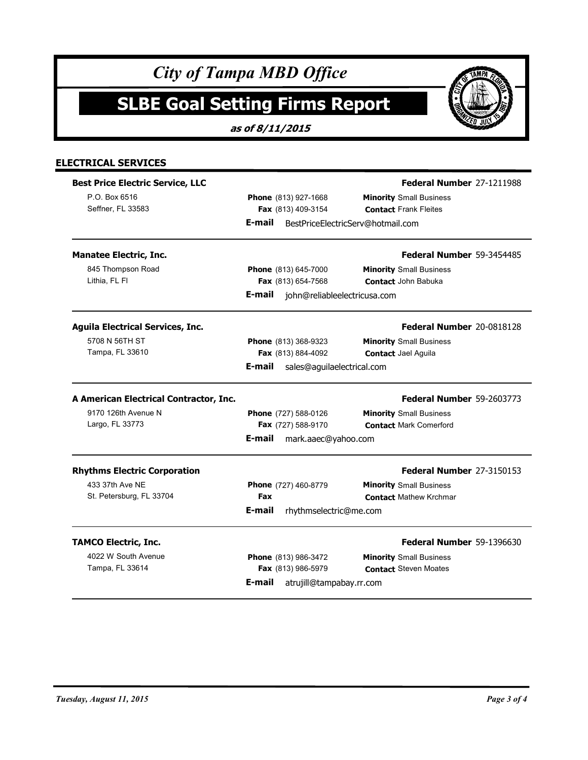# City of Tampa MBD Office

## SLBE Goal Setting Firms Report

***as of 8/11/2015***

### ELECTRICAL SERVICES

**Best Price Electric Service, LLC** — **Federal Number** 27-1211988

P.O. Box 6516
Seffner, FL 33583

**Phone** (813) 927-1668
**Fax** (813) 409-3154

**Minority** Small Business
**Contact** Frank Fleites

**E-mail** BestPriceElectricServ@hotmail.com

---

**Manatee Electric, Inc.** — **Federal Number** 59-3454485

845 Thompson Road
Lithia, FL Fl

**Phone** (813) 645-7000
**Fax** (813) 654-7568

**Minority** Small Business
**Contact** John Babuka

**E-mail** john@reliableelectricusa.com

---

**Aguila Electrical Services, Inc.** — **Federal Number** 20-0818128

5708 N 56TH ST
Tampa, FL 33610

**Phone** (813) 368-9323
**Fax** (813) 884-4092

**Minority** Small Business
**Contact** Jael Aguila

**E-mail** sales@aguilaelectrical.com

---

**A American Electrical Contractor, Inc.** — **Federal Number** 59-2603773

9170 126th Avenue N
Largo, FL 33773

**Phone** (727) 588-0126
**Fax** (727) 588-9170

**Minority** Small Business
**Contact** Mark Comerford

**E-mail** mark.aaec@yahoo.com

---

**Rhythms Electric Corporation** — **Federal Number** 27-3150153

433 37th Ave NE
St. Petersburg, FL 33704

**Phone** (727) 460-8779
**Fax**

**Minority** Small Business
**Contact** Mathew Krchmar

**E-mail** rhythmselectric@me.com

---

**TAMCO Electric, Inc.** — **Federal Number** 59-1396630

4022 W South Avenue
Tampa, FL 33614

**Phone** (813) 986-3472
**Fax** (813) 986-5979

**Minority** Small Business
**Contact** Steven Moates

**E-mail** atrujill@tampabay.rr.com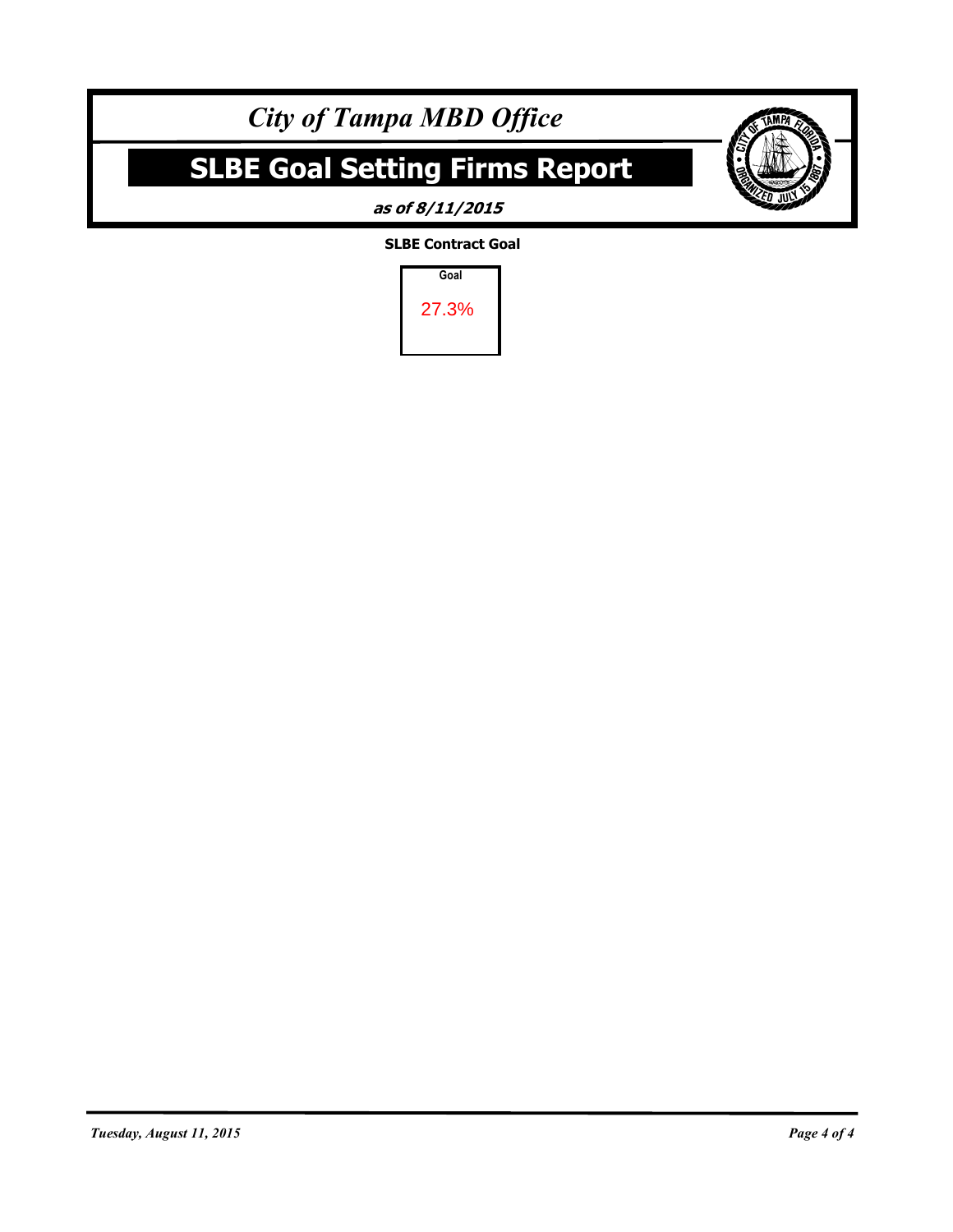*City of Tampa MBD Office*

# SLBE Goal Setting Firms Report

***as of 8/11/2015***

**SLBE Contract Goal**

| Goal |
| --- |
| 27.3% |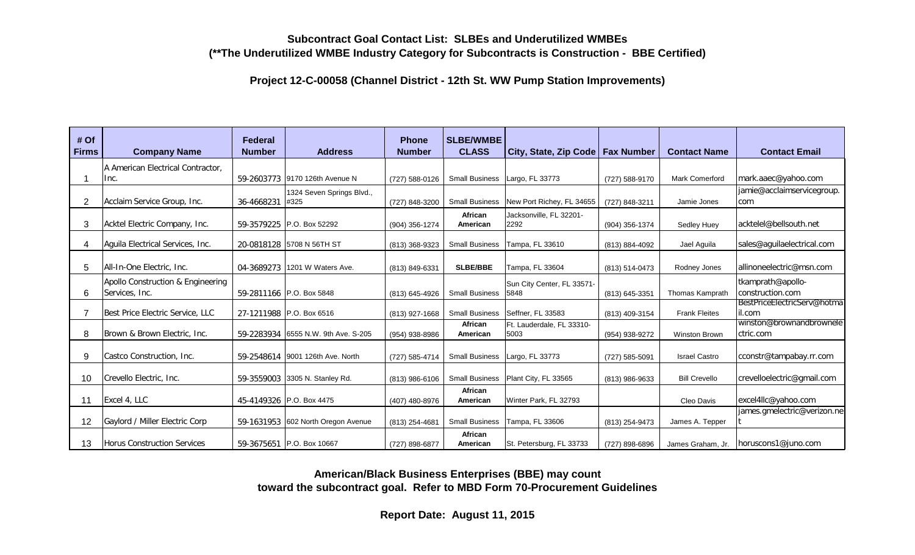**Subcontract Goal Contact List: SLBEs and Underutilized WMBEs**
**(**The Underutilized WMBE Industry Category for Subcontracts is Construction - BBE Certified)**

**Project 12-C-00058 (Channel District - 12th St. WW Pump Station Improvements)**

| # Of Firms | Company Name | Federal Number | Address | Phone Number | SLBE/WMBE CLASS | City, State, Zip Code | Fax Number | Contact Name | Contact Email |
|---|---|---|---|---|---|---|---|---|---|
| 1 | A American Electrical Contractor, Inc. | 59-2603773 | 9170 126th Avenue N | (727) 588-0126 | Small Business | Largo, FL 33773 | (727) 588-9170 | Mark Comerford | mark.aaec@yahoo.com |
| 2 | Acclaim Service Group, Inc. | 36-4668231 | 1324 Seven Springs Blvd., #325 | (727) 848-3200 | Small Business | New Port Richey, FL 34655 | (727) 848-3211 | Jamie Jones | jamie@acclaimservicegroup.com |
| 3 | Acktel Electric Company, Inc. | 59-3579225 | P.O. Box 52292 | (904) 356-1274 | African American | Jacksonville, FL 32201-2292 | (904) 356-1374 | Sedley Huey | acktelel@bellsouth.net |
| 4 | Aguila Electrical Services, Inc. | 20-0818128 | 5708 N 56TH ST | (813) 368-9323 | Small Business | Tampa, FL 33610 | (813) 884-4092 | Jael Aguila | sales@aguilaelectrical.com |
| 5 | All-In-One Electric, Inc. | 04-3689273 | 1201 W Waters Ave. | (813) 849-6331 | SLBE/BBE | Tampa, FL 33604 | (813) 514-0473 | Rodney Jones | allinoneelectric@msn.com |
| 6 | Apollo Construction & Engineering Services, Inc. | 59-2811166 | P.O. Box 5848 | (813) 645-4926 | Small Business | Sun City Center, FL 33571-5848 | (813) 645-3351 | Thomas Kamprath | tkamprath@apollo-construction.com |
| 7 | Best Price Electric Service, LLC | 27-1211988 | P.O. Box 6516 | (813) 927-1668 | Small Business | Seffner, FL 33583 | (813) 409-3154 | Frank Fleites | BestPriceElectricServ@hotmail.com |
| 8 | Brown & Brown Electric, Inc. | 59-2283934 | 6555 N.W. 9th Ave. S-205 | (954) 938-8986 | African American | Ft. Lauderdale, FL 33310-5003 | (954) 938-9272 | Winston Brown | winston@brownandbrownelectric.com |
| 9 | Castco Construction, Inc. | 59-2548614 | 9001 126th Ave. North | (727) 585-4714 | Small Business | Largo, FL 33773 | (727) 585-5091 | Israel Castro | cconstr@tampabay.rr.com |
| 10 | Crevello Electric, Inc. | 59-3559003 | 3305 N. Stanley Rd. | (813) 986-6106 | Small Business | Plant City, FL 33565 | (813) 986-9633 | Bill Crevello | crevelloelectric@gmail.com |
| 11 | Excel 4, LLC | 45-4149326 | P.O. Box 4475 | (407) 480-8976 | African American | Winter Park, FL 32793 | | Cleo Davis | excel4llc@yahoo.com |
| 12 | Gaylord / Miller Electric Corp | 59-1631953 | 602 North Oregon Avenue | (813) 254-4681 | Small Business | Tampa, FL 33606 | (813) 254-9473 | James A. Tepper | james.gmelectric@verizon.net |
| 13 | Horus Construction Services | 59-3675651 | P.O. Box 10667 | (727) 898-6877 | African American | St. Petersburg, FL 33733 | (727) 898-6896 | James Graham, Jr. | horuscons1@juno.com |

**American/Black Business Enterprises (BBE) may count toward the subcontract goal. Refer to MBD Form 70-Procurement Guidelines**

**Report Date: August 11, 2015**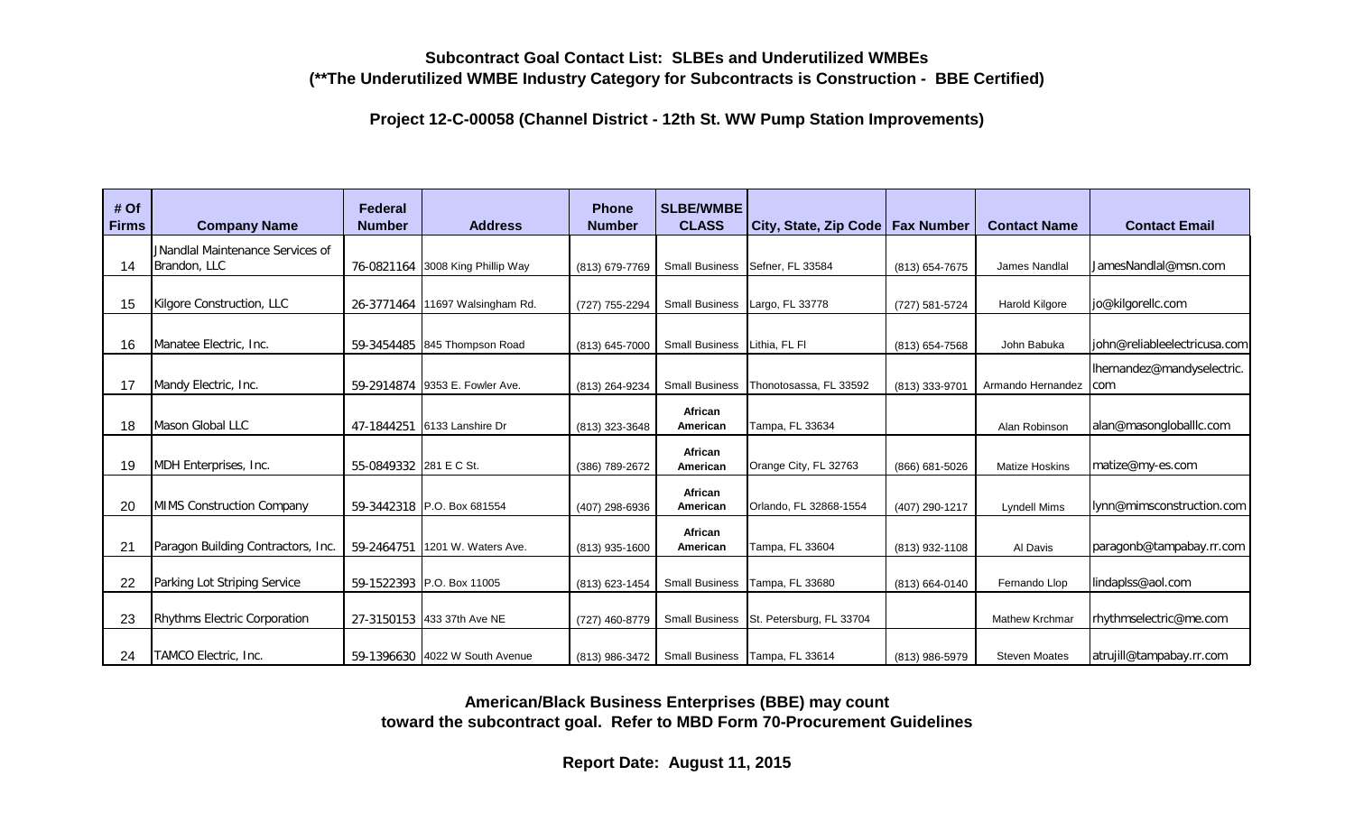**Subcontract Goal Contact List: SLBEs and Underutilized WMBEs**
**(**The Underutilized WMBE Industry Category for Subcontracts is Construction - BBE Certified)**

**Project 12-C-00058 (Channel District - 12th St. WW Pump Station Improvements)**

| # Of Firms | Company Name | Federal Number | Address | Phone Number | SLBE/WMBE CLASS | City, State, Zip Code | Fax Number | Contact Name | Contact Email |
|---|---|---|---|---|---|---|---|---|---|
| 14 | JNandlal Maintenance Services of Brandon, LLC | 76-0821164 | 3008 King Phillip Way | (813) 679-7769 | Small Business | Sefner, FL 33584 | (813) 654-7675 | James Nandlal | JamesNandlal@msn.com |
| 15 | Kilgore Construction, LLC | 26-3771464 | 11697 Walsingham Rd. | (727) 755-2294 | Small Business | Largo, FL 33778 | (727) 581-5724 | Harold Kilgore | jo@kilgorellc.com |
| 16 | Manatee Electric, Inc. | 59-3454485 | 845 Thompson Road | (813) 645-7000 | Small Business | Lithia, FL Fl | (813) 654-7568 | John Babuka | john@reliableelectricusa.com |
| 17 | Mandy Electric, Inc. | 59-2914874 | 9353 E. Fowler Ave. | (813) 264-9234 | Small Business | Thonotosassa, FL 33592 | (813) 333-9701 | Armando Hernandez | lhernandez@mandyselectric.com |
| 18 | Mason Global LLC | 47-1844251 | 6133 Lanshire Dr | (813) 323-3648 | African American | Tampa, FL 33634 | | Alan Robinson | alan@masongloballlc.com |
| 19 | MDH Enterprises, Inc. | 55-0849332 | 281 E C St. | (386) 789-2672 | African American | Orange City, FL 32763 | (866) 681-5026 | Matize Hoskins | matize@my-es.com |
| 20 | MIMS Construction Company | 59-3442318 | P.O. Box 681554 | (407) 298-6936 | African American | Orlando, FL 32868-1554 | (407) 290-1217 | Lyndell Mims | lynn@mimsconstruction.com |
| 21 | Paragon Building Contractors, Inc. | 59-2464751 | 1201 W. Waters Ave. | (813) 935-1600 | African American | Tampa, FL 33604 | (813) 932-1108 | Al Davis | paragonb@tampabay.rr.com |
| 22 | Parking Lot Striping Service | 59-1522393 | P.O. Box 11005 | (813) 623-1454 | Small Business | Tampa, FL 33680 | (813) 664-0140 | Fernando Llop | lindaplss@aol.com |
| 23 | Rhythms Electric Corporation | 27-3150153 | 433 37th Ave NE | (727) 460-8779 | Small Business | St. Petersburg, FL 33704 | | Mathew Krchmar | rhythmselectric@me.com |
| 24 | TAMCO Electric, Inc. | 59-1396630 | 4022 W South Avenue | (813) 986-3472 | Small Business | Tampa, FL 33614 | (813) 986-5979 | Steven Moates | atrujill@tampabay.rr.com |

**American/Black Business Enterprises (BBE) may count toward the subcontract goal. Refer to MBD Form 70-Procurement Guidelines**

**Report Date: August 11, 2015**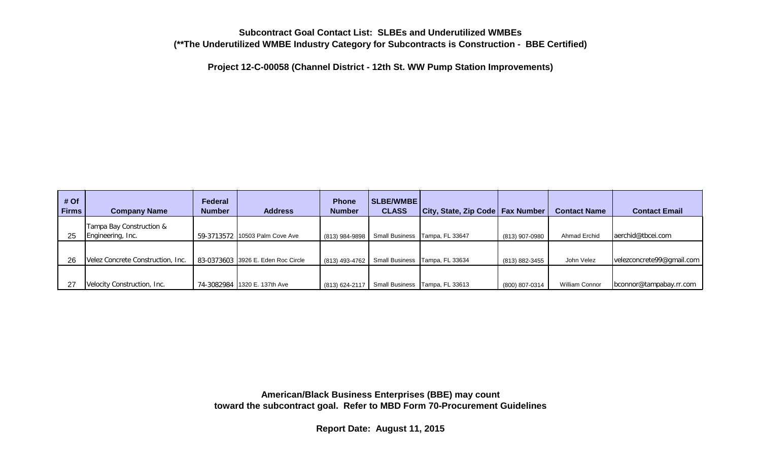**Subcontract Goal Contact List: SLBEs and Underutilized WMBEs**
**(**The Underutilized WMBE Industry Category for Subcontracts is Construction - BBE Certified)**

**Project 12-C-00058 (Channel District - 12th St. WW Pump Station Improvements)**

| # Of Firms | Company Name | Federal Number | Address | Phone Number | SLBE/WMBE CLASS | City, State, Zip Code | Fax Number | Contact Name | Contact Email |
|---|---|---|---|---|---|---|---|---|---|
| 25 | Tampa Bay Construction & Engineering, Inc. | 59-3713572 | 10503 Palm Cove Ave | (813) 984-9898 | Small Business | Tampa, FL 33647 | (813) 907-0980 | Ahmad Erchid | aerchid@tbcei.com |
| 26 | Velez Concrete Construction, Inc. | 83-0373603 | 3926 E. Eden Roc Circle | (813) 493-4762 | Small Business | Tampa, FL 33634 | (813) 882-3455 | John Velez | velezconcrete99@gmail.com |
| 27 | Velocity Construction, Inc. | 74-3082984 | 1320 E. 137th Ave | (813) 624-2117 | Small Business | Tampa, FL 33613 | (800) 807-0314 | William Connor | bconnor@tampabay.rr.com |

**American/Black Business Enterprises (BBE) may count toward the subcontract goal. Refer to MBD Form 70-Procurement Guidelines**

**Report Date: August 11, 2015**